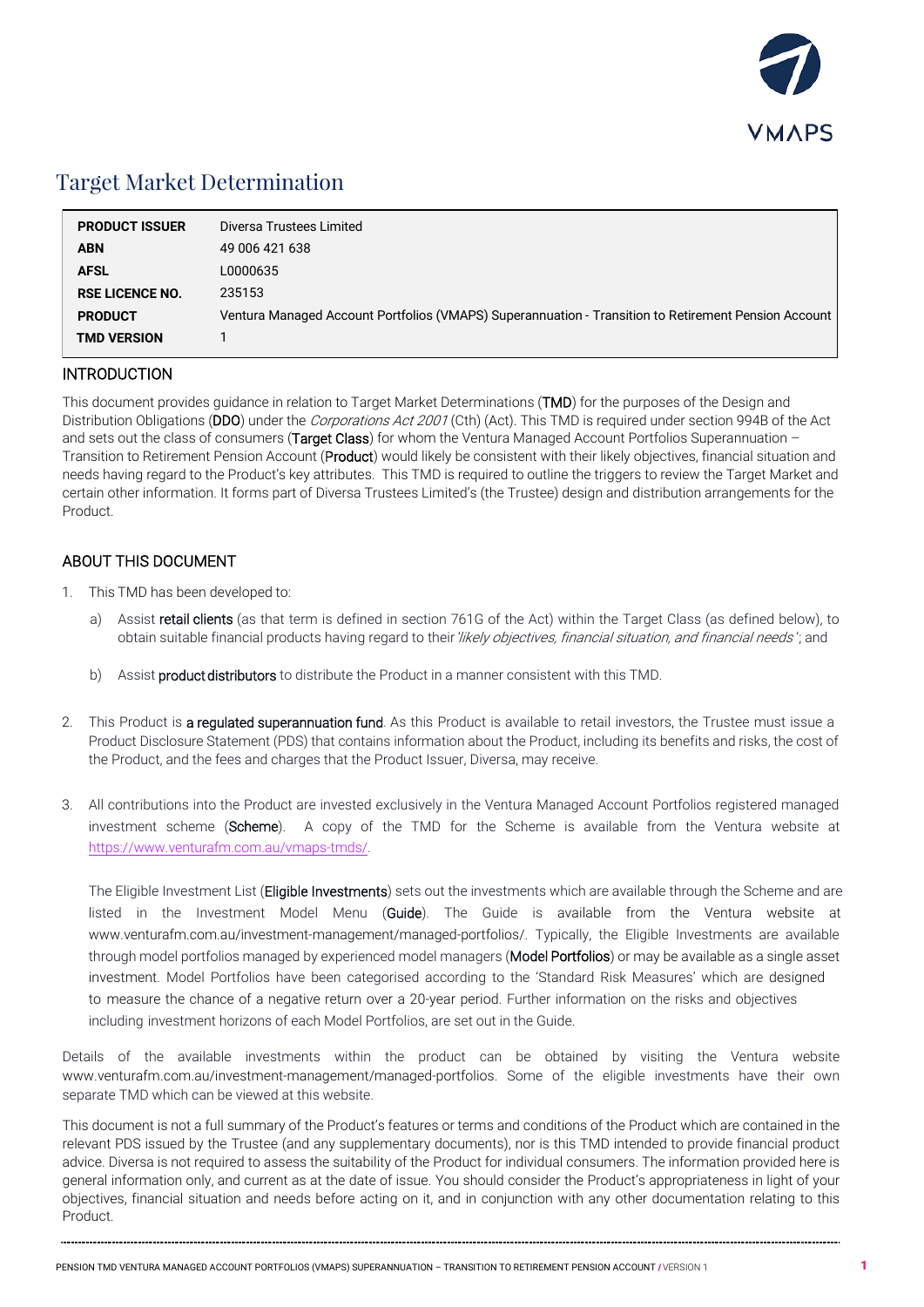# Target Market Determination

| | |
|---|---|
| **PRODUCT ISSUER** | Diversa Trustees Limited |
| **ABN** | 49 006 421 638 |
| **AFSL** | L0000635 |
| **RSE LICENCE NO.** | 235153 |
| **PRODUCT** | Ventura Managed Account Portfolios (VMAPS) Superannuation - Transition to Retirement Pension Account |
| **TMD VERSION** | 1 |

## INTRODUCTION

This document provides guidance in relation to Target Market Determinations (**TMD**) for the purposes of the Design and Distribution Obligations (**DDO**) under the *Corporations Act 2001* (Cth) (Act). This TMD is required under section 994B of the Act and sets out the class of consumers (**Target Class**) for whom the Ventura Managed Account Portfolios Superannuation – Transition to Retirement Pension Account (**Product**) would likely be consistent with their likely objectives, financial situation and needs having regard to the Product's key attributes. This TMD is required to outline the triggers to review the Target Market and certain other information. It forms part of Diversa Trustees Limited's (the Trustee) design and distribution arrangements for the Product.

## ABOUT THIS DOCUMENT

1. This TMD has been developed to:

   a) Assist **retail clients** (as that term is defined in section 761G of the Act) within the Target Class (as defined below), to obtain suitable financial products having regard to their *'likely objectives, financial situation, and financial needs'*; and

   b) Assist **product distributors** to distribute the Product in a manner consistent with this TMD.

2. This Product is **a regulated superannuation fund**. As this Product is available to retail investors, the Trustee must issue a Product Disclosure Statement (PDS) that contains information about the Product, including its benefits and risks, the cost of the Product, and the fees and charges that the Product Issuer, Diversa, may receive.

3. All contributions into the Product are invested exclusively in the Ventura Managed Account Portfolios registered managed investment scheme (**Scheme**). A copy of the TMD for the Scheme is available from the Ventura website at https://www.venturafm.com.au/vmaps-tmds/.

   The Eligible Investment List (**Eligible Investments**) sets out the investments which are available through the Scheme and are listed in the Investment Model Menu (**Guide**). The Guide is available from the Ventura website at www.venturafm.com.au/investment-management/managed-portfolios/. Typically, the Eligible Investments are available through model portfolios managed by experienced model managers (**Model Portfolios**) or may be available as a single asset investment. Model Portfolios have been categorised according to the 'Standard Risk Measures' which are designed to measure the chance of a negative return over a 20-year period. Further information on the risks and objectives including investment horizons of each Model Portfolios, are set out in the Guide.

Details of the available investments within the product can be obtained by visiting the Ventura website www.venturafm.com.au/investment-management/managed-portfolios. Some of the eligible investments have their own separate TMD which can be viewed at this website.

This document is not a full summary of the Product's features or terms and conditions of the Product which are contained in the relevant PDS issued by the Trustee (and any supplementary documents), nor is this TMD intended to provide financial product advice. Diversa is not required to assess the suitability of the Product for individual consumers. The information provided here is general information only, and current as at the date of issue. You should consider the Product's appropriateness in light of your objectives, financial situation and needs before acting on it, and in conjunction with any other documentation relating to this Product.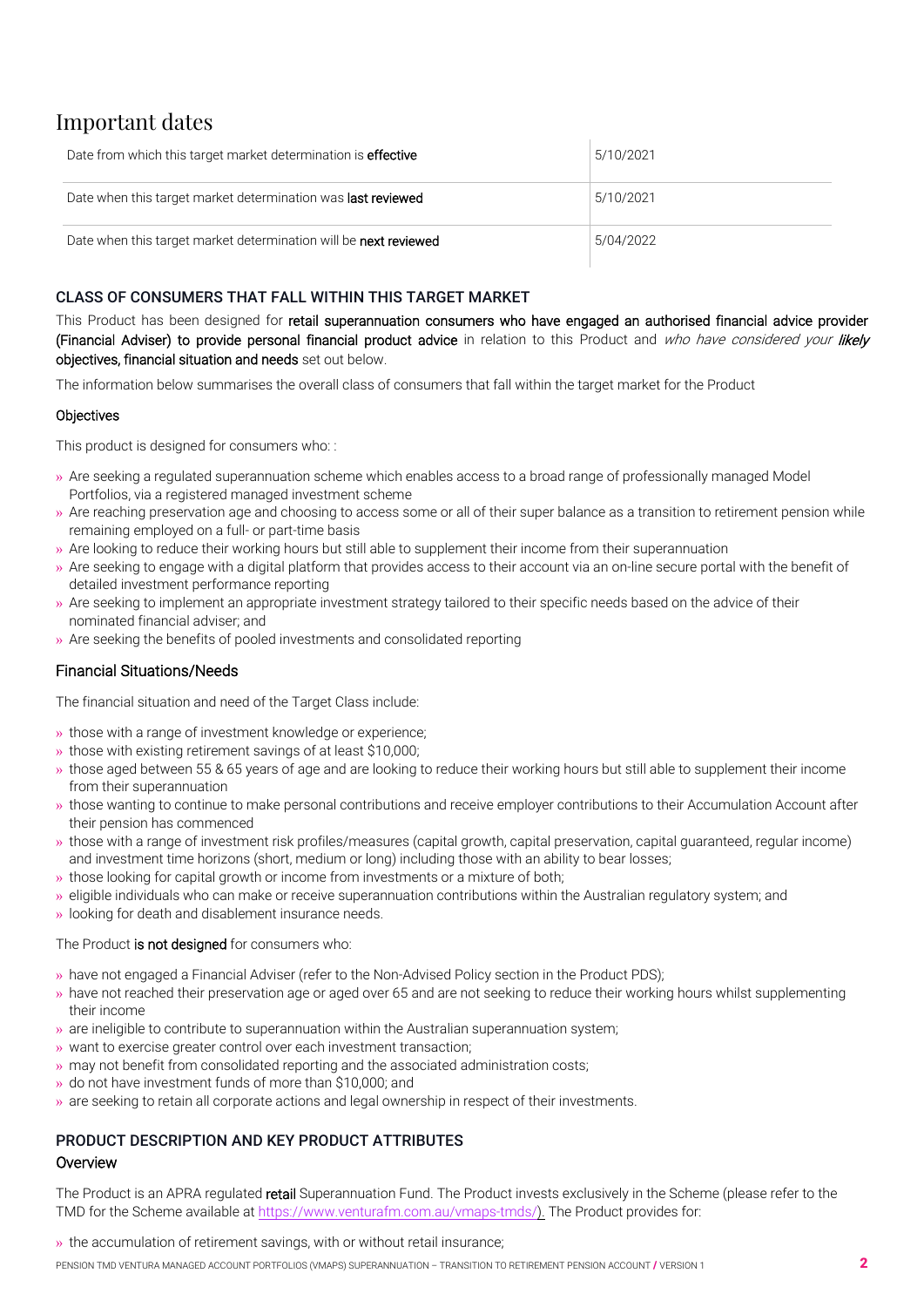# Important dates

| | |
|---|---|
| Date from which this target market determination is **effective** | 5/10/2021 |
| Date when this target market determination was **last reviewed** | 5/10/2021 |
| Date when this target market determination will be **next reviewed** | 5/04/2022 |

## CLASS OF CONSUMERS THAT FALL WITHIN THIS TARGET MARKET

This Product has been designed for **retail superannuation consumers who have engaged an authorised financial advice provider (Financial Adviser) to provide personal financial product advice** in relation to this Product and *who have considered your* ***likely*** **objectives, financial situation and needs** set out below.

The information below summarises the overall class of consumers that fall within the target market for the Product

### Objectives

This product is designed for consumers who: :

- Are seeking a regulated superannuation scheme which enables access to a broad range of professionally managed Model Portfolios, via a registered managed investment scheme
- Are reaching preservation age and choosing to access some or all of their super balance as a transition to retirement pension while remaining employed on a full- or part-time basis
- Are looking to reduce their working hours but still able to supplement their income from their superannuation
- Are seeking to engage with a digital platform that provides access to their account via an on-line secure portal with the benefit of detailed investment performance reporting
- Are seeking to implement an appropriate investment strategy tailored to their specific needs based on the advice of their nominated financial adviser; and
- Are seeking the benefits of pooled investments and consolidated reporting

### Financial Situations/Needs

The financial situation and need of the Target Class include:

- those with a range of investment knowledge or experience;
- those with existing retirement savings of at least $10,000;
- those aged between 55 & 65 years of age and are looking to reduce their working hours but still able to supplement their income from their superannuation
- those wanting to continue to make personal contributions and receive employer contributions to their Accumulation Account after their pension has commenced
- those with a range of investment risk profiles/measures (capital growth, capital preservation, capital guaranteed, regular income) and investment time horizons (short, medium or long) including those with an ability to bear losses;
- those looking for capital growth or income from investments or a mixture of both;
- eligible individuals who can make or receive superannuation contributions within the Australian regulatory system; and
- looking for death and disablement insurance needs.

The Product **is not designed** for consumers who:

- have not engaged a Financial Adviser (refer to the Non-Advised Policy section in the Product PDS);
- have not reached their preservation age or aged over 65 and are not seeking to reduce their working hours whilst supplementing their income
- are ineligible to contribute to superannuation within the Australian superannuation system;
- want to exercise greater control over each investment transaction;
- may not benefit from consolidated reporting and the associated administration costs;
- do not have investment funds of more than $10,000; and
- are seeking to retain all corporate actions and legal ownership in respect of their investments.

## PRODUCT DESCRIPTION AND KEY PRODUCT ATTRIBUTES

### Overview

The Product is an APRA regulated **retail** Superannuation Fund. The Product invests exclusively in the Scheme (please refer to the TMD for the Scheme available at https://www.venturafm.com.au/vmaps-tmds/). The Product provides for:

- the accumulation of retirement savings, with or without retail insurance;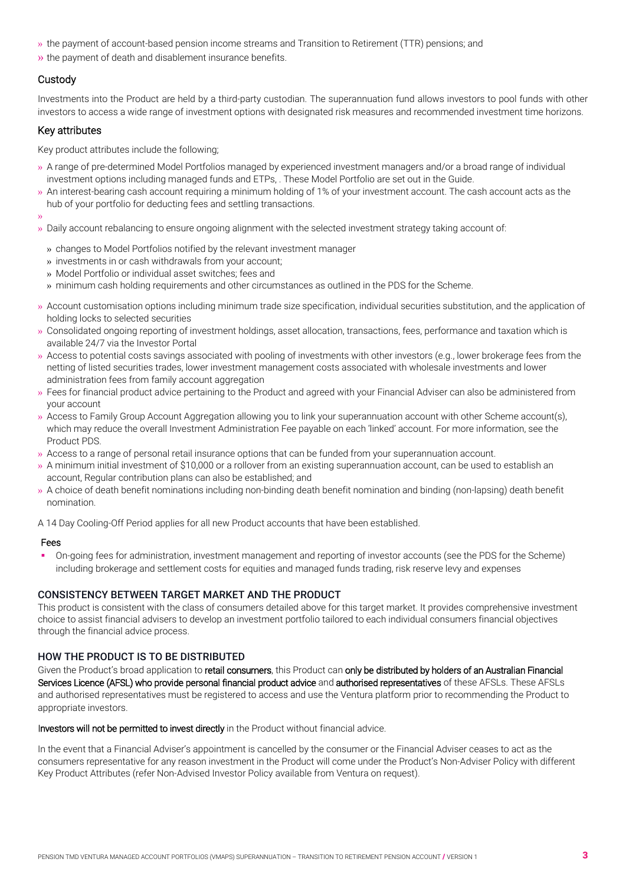- the payment of account-based pension income streams and Transition to Retirement (TTR) pensions; and
- the payment of death and disablement insurance benefits.

## Custody

Investments into the Product are held by a third-party custodian. The superannuation fund allows investors to pool funds with other investors to access a wide range of investment options with designated risk measures and recommended investment time horizons.

## Key attributes

Key product attributes include the following;

- A range of pre-determined Model Portfolios managed by experienced investment managers and/or a broad range of individual investment options including managed funds and ETPs, . These Model Portfolio are set out in the Guide.
- An interest-bearing cash account requiring a minimum holding of 1% of your investment account. The cash account acts as the hub of your portfolio for deducting fees and settling transactions.
- 
- Daily account rebalancing to ensure ongoing alignment with the selected investment strategy taking account of:
  - changes to Model Portfolios notified by the relevant investment manager
  - investments in or cash withdrawals from your account;
  - Model Portfolio or individual asset switches; fees and
  - minimum cash holding requirements and other circumstances as outlined in the PDS for the Scheme.
- Account customisation options including minimum trade size specification, individual securities substitution, and the application of holding locks to selected securities
- Consolidated ongoing reporting of investment holdings, asset allocation, transactions, fees, performance and taxation which is available 24/7 via the Investor Portal
- Access to potential costs savings associated with pooling of investments with other investors (e.g., lower brokerage fees from the netting of listed securities trades, lower investment management costs associated with wholesale investments and lower administration fees from family account aggregation
- Fees for financial product advice pertaining to the Product and agreed with your Financial Adviser can also be administered from your account
- Access to Family Group Account Aggregation allowing you to link your superannuation account with other Scheme account(s), which may reduce the overall Investment Administration Fee payable on each 'linked' account. For more information, see the Product PDS.
- Access to a range of personal retail insurance options that can be funded from your superannuation account.
- A minimum initial investment of $10,000 or a rollover from an existing superannuation account, can be used to establish an account, Regular contribution plans can also be established; and
- A choice of death benefit nominations including non-binding death benefit nomination and binding (non-lapsing) death benefit nomination.

A 14 Day Cooling-Off Period applies for all new Product accounts that have been established.

### Fees

- On-going fees for administration, investment management and reporting of investor accounts (see the PDS for the Scheme) including brokerage and settlement costs for equities and managed funds trading, risk reserve levy and expenses

## CONSISTENCY BETWEEN TARGET MARKET AND THE PRODUCT

This product is consistent with the class of consumers detailed above for this target market. It provides comprehensive investment choice to assist financial advisers to develop an investment portfolio tailored to each individual consumers financial objectives through the financial advice process.

## HOW THE PRODUCT IS TO BE DISTRIBUTED

Given the Product's broad application to retail consumers, this Product can only be distributed by holders of an Australian Financial Services Licence (AFSL) who provide personal financial product advice and authorised representatives of these AFSLs. These AFSLs and authorised representatives must be registered to access and use the Ventura platform prior to recommending the Product to appropriate investors.

Investors will not be permitted to invest directly in the Product without financial advice.

In the event that a Financial Adviser's appointment is cancelled by the consumer or the Financial Adviser ceases to act as the consumers representative for any reason investment in the Product will come under the Product's Non-Adviser Policy with different Key Product Attributes (refer Non-Advised Investor Policy available from Ventura on request).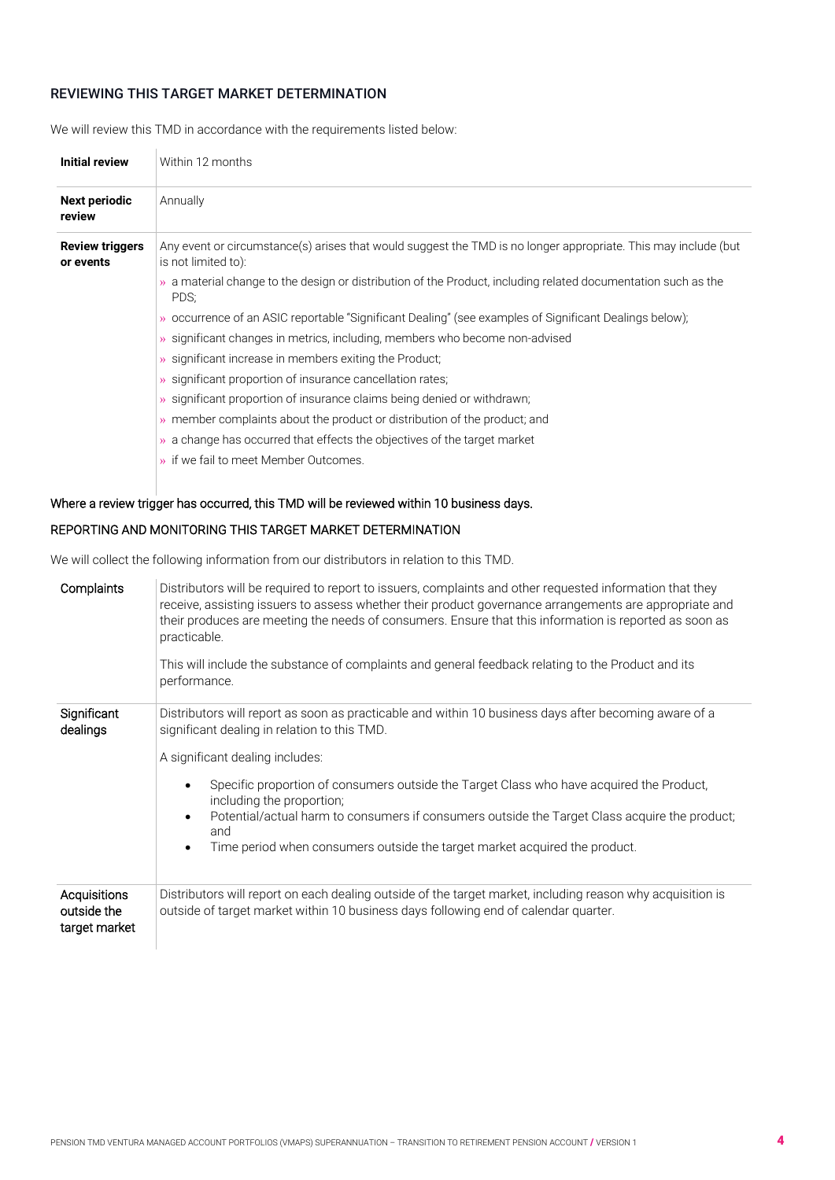## REVIEWING THIS TARGET MARKET DETERMINATION

We will review this TMD in accordance with the requirements listed below:

| | |
|---|---|
| **Initial review** | Within 12 months |
| **Next periodic review** | Annually |
| **Review triggers or events** | Any event or circumstance(s) arises that would suggest the TMD is no longer appropriate. This may include (but is not limited to):<br>» a material change to the design or distribution of the Product, including related documentation such as the PDS;<br>» occurrence of an ASIC reportable "Significant Dealing" (see examples of Significant Dealings below);<br>» significant changes in metrics, including, members who become non-advised<br>» significant increase in members exiting the Product;<br>» significant proportion of insurance cancellation rates;<br>» significant proportion of insurance claims being denied or withdrawn;<br>» member complaints about the product or distribution of the product; and<br>» a change has occurred that effects the objectives of the target market<br>» if we fail to meet Member Outcomes. |

Where a review trigger has occurred, this TMD will be reviewed within 10 business days.

## REPORTING AND MONITORING THIS TARGET MARKET DETERMINATION

We will collect the following information from our distributors in relation to this TMD.

| | |
|---|---|
| Complaints | Distributors will be required to report to issuers, complaints and other requested information that they receive, assisting issuers to assess whether their product governance arrangements are appropriate and their produces are meeting the needs of consumers. Ensure that this information is reported as soon as practicable.<br><br>This will include the substance of complaints and general feedback relating to the Product and its performance. |
| Significant dealings | Distributors will report as soon as practicable and within 10 business days after becoming aware of a significant dealing in relation to this TMD.<br><br>A significant dealing includes:<br>• Specific proportion of consumers outside the Target Class who have acquired the Product, including the proportion;<br>• Potential/actual harm to consumers if consumers outside the Target Class acquire the product; and<br>• Time period when consumers outside the target market acquired the product. |
| Acquisitions outside the target market | Distributors will report on each dealing outside of the target market, including reason why acquisition is outside of target market within 10 business days following end of calendar quarter. |